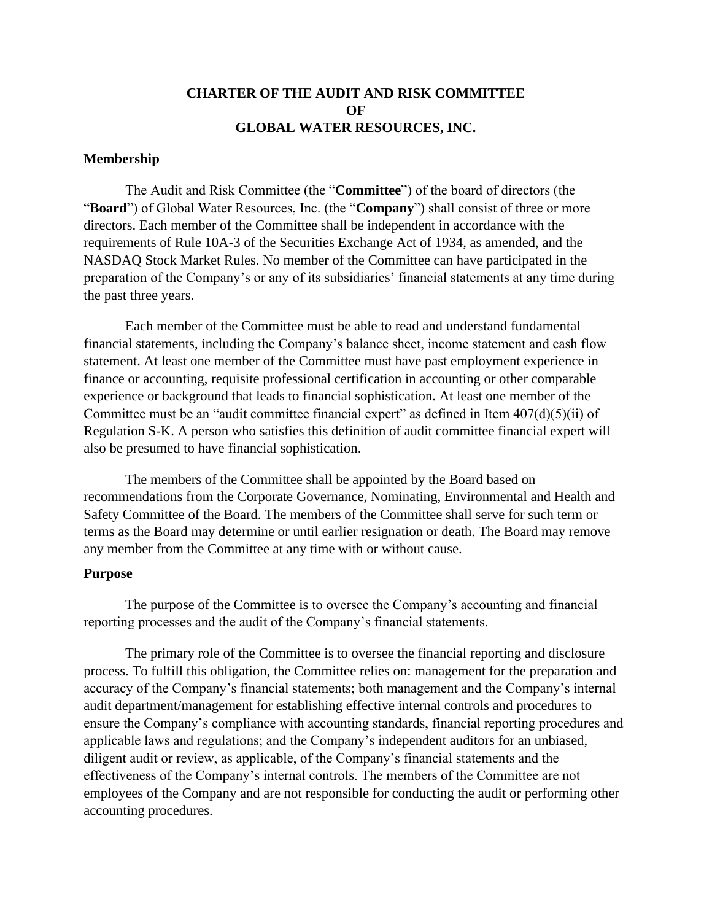# CHARTER OF THE AUDIT AND RISK COMMITTEE OF GLOBAL WATER RESOURCES, INC.

## Membership

The Audit and Risk Committee (the "**Committee**") of the board of directors (the "**Board**") of Global Water Resources, Inc. (the "**Company**") shall consist of three or more directors. Each member of the Committee shall be independent in accordance with the requirements of Rule 10A-3 of the Securities Exchange Act of 1934, as amended, and the NASDAQ Stock Market Rules. No member of the Committee can have participated in the preparation of the Company's or any of its subsidiaries' financial statements at any time during the past three years.

Each member of the Committee must be able to read and understand fundamental financial statements, including the Company's balance sheet, income statement and cash flow statement. At least one member of the Committee must have past employment experience in finance or accounting, requisite professional certification in accounting or other comparable experience or background that leads to financial sophistication. At least one member of the Committee must be an "audit committee financial expert" as defined in Item 407(d)(5)(ii) of Regulation S-K. A person who satisfies this definition of audit committee financial expert will also be presumed to have financial sophistication.

The members of the Committee shall be appointed by the Board based on recommendations from the Corporate Governance, Nominating, Environmental and Health and Safety Committee of the Board. The members of the Committee shall serve for such term or terms as the Board may determine or until earlier resignation or death. The Board may remove any member from the Committee at any time with or without cause.

## Purpose

The purpose of the Committee is to oversee the Company's accounting and financial reporting processes and the audit of the Company's financial statements.

The primary role of the Committee is to oversee the financial reporting and disclosure process. To fulfill this obligation, the Committee relies on: management for the preparation and accuracy of the Company's financial statements; both management and the Company's internal audit department/management for establishing effective internal controls and procedures to ensure the Company's compliance with accounting standards, financial reporting procedures and applicable laws and regulations; and the Company's independent auditors for an unbiased, diligent audit or review, as applicable, of the Company's financial statements and the effectiveness of the Company's internal controls. The members of the Committee are not employees of the Company and are not responsible for conducting the audit or performing other accounting procedures.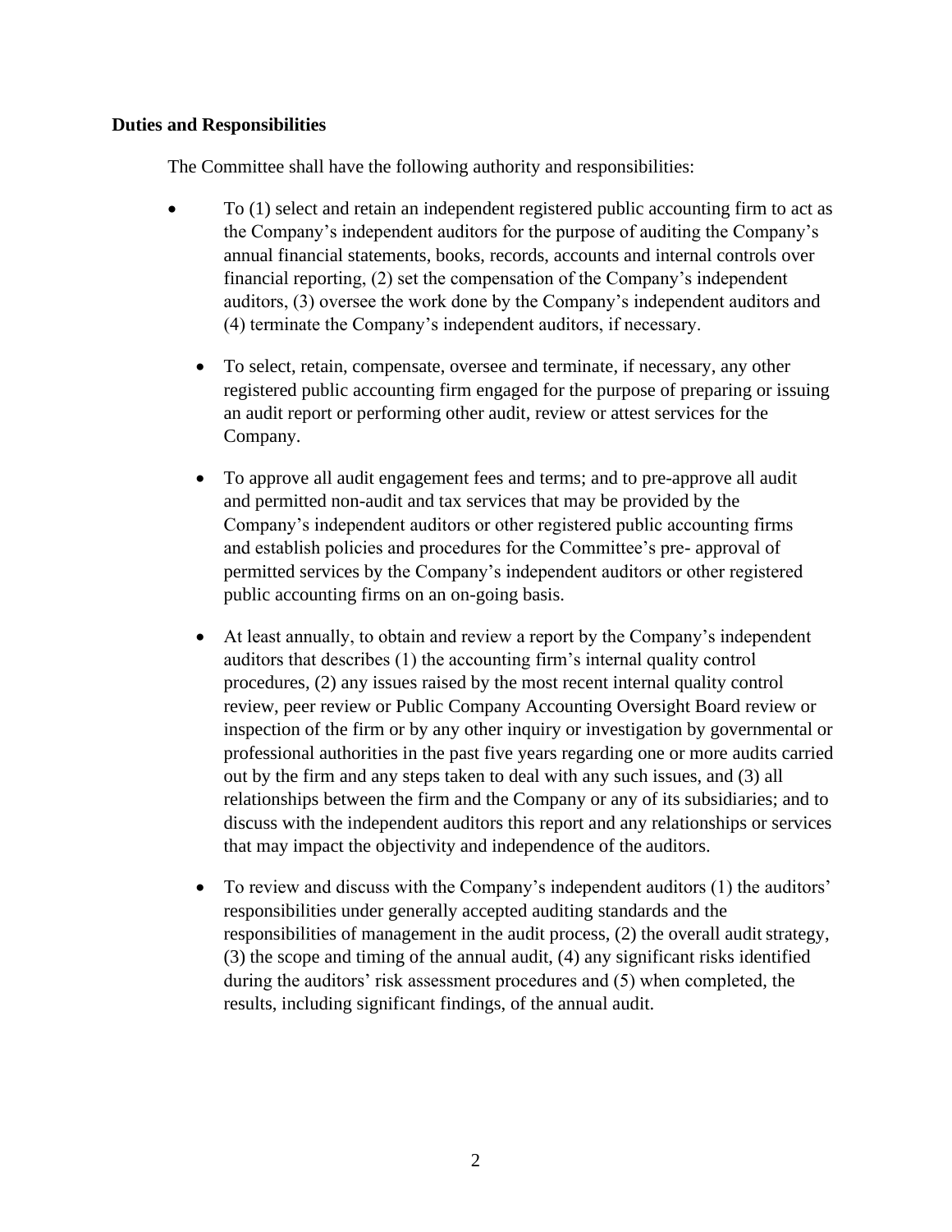**Duties and Responsibilities**

The Committee shall have the following authority and responsibilities:

- To (1) select and retain an independent registered public accounting firm to act as the Company's independent auditors for the purpose of auditing the Company's annual financial statements, books, records, accounts and internal controls over financial reporting, (2) set the compensation of the Company's independent auditors, (3) oversee the work done by the Company's independent auditors and (4) terminate the Company's independent auditors, if necessary.
- To select, retain, compensate, oversee and terminate, if necessary, any other registered public accounting firm engaged for the purpose of preparing or issuing an audit report or performing other audit, review or attest services for the Company.
- To approve all audit engagement fees and terms; and to pre-approve all audit and permitted non-audit and tax services that may be provided by the Company's independent auditors or other registered public accounting firms and establish policies and procedures for the Committee's pre- approval of permitted services by the Company's independent auditors or other registered public accounting firms on an on-going basis.
- At least annually, to obtain and review a report by the Company's independent auditors that describes (1) the accounting firm's internal quality control procedures, (2) any issues raised by the most recent internal quality control review, peer review or Public Company Accounting Oversight Board review or inspection of the firm or by any other inquiry or investigation by governmental or professional authorities in the past five years regarding one or more audits carried out by the firm and any steps taken to deal with any such issues, and (3) all relationships between the firm and the Company or any of its subsidiaries; and to discuss with the independent auditors this report and any relationships or services that may impact the objectivity and independence of the auditors.
- To review and discuss with the Company's independent auditors (1) the auditors' responsibilities under generally accepted auditing standards and the responsibilities of management in the audit process, (2) the overall audit strategy, (3) the scope and timing of the annual audit, (4) any significant risks identified during the auditors' risk assessment procedures and (5) when completed, the results, including significant findings, of the annual audit.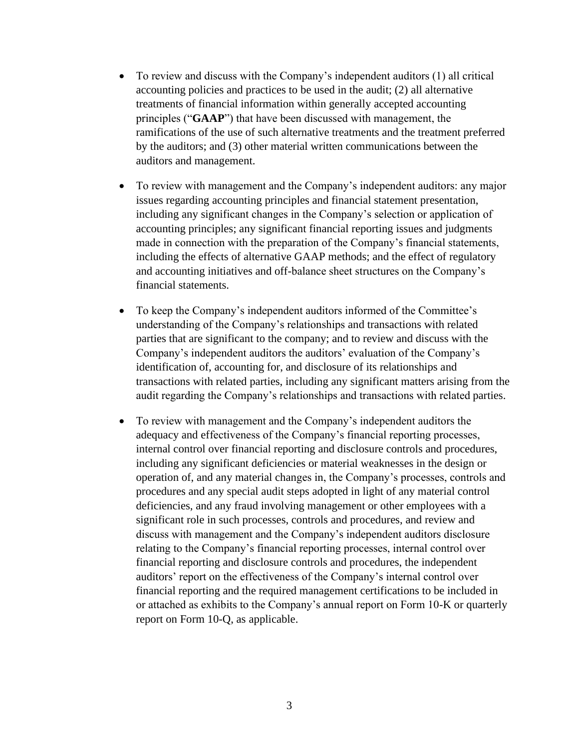- To review and discuss with the Company's independent auditors (1) all critical accounting policies and practices to be used in the audit; (2) all alternative treatments of financial information within generally accepted accounting principles ("**GAAP**") that have been discussed with management, the ramifications of the use of such alternative treatments and the treatment preferred by the auditors; and (3) other material written communications between the auditors and management.

- To review with management and the Company's independent auditors: any major issues regarding accounting principles and financial statement presentation, including any significant changes in the Company's selection or application of accounting principles; any significant financial reporting issues and judgments made in connection with the preparation of the Company's financial statements, including the effects of alternative GAAP methods; and the effect of regulatory and accounting initiatives and off-balance sheet structures on the Company's financial statements.

- To keep the Company's independent auditors informed of the Committee's understanding of the Company's relationships and transactions with related parties that are significant to the company; and to review and discuss with the Company's independent auditors the auditors' evaluation of the Company's identification of, accounting for, and disclosure of its relationships and transactions with related parties, including any significant matters arising from the audit regarding the Company's relationships and transactions with related parties.

- To review with management and the Company's independent auditors the adequacy and effectiveness of the Company's financial reporting processes, internal control over financial reporting and disclosure controls and procedures, including any significant deficiencies or material weaknesses in the design or operation of, and any material changes in, the Company's processes, controls and procedures and any special audit steps adopted in light of any material control deficiencies, and any fraud involving management or other employees with a significant role in such processes, controls and procedures, and review and discuss with management and the Company's independent auditors disclosure relating to the Company's financial reporting processes, internal control over financial reporting and disclosure controls and procedures, the independent auditors' report on the effectiveness of the Company's internal control over financial reporting and the required management certifications to be included in or attached as exhibits to the Company's annual report on Form 10-K or quarterly report on Form 10-Q, as applicable.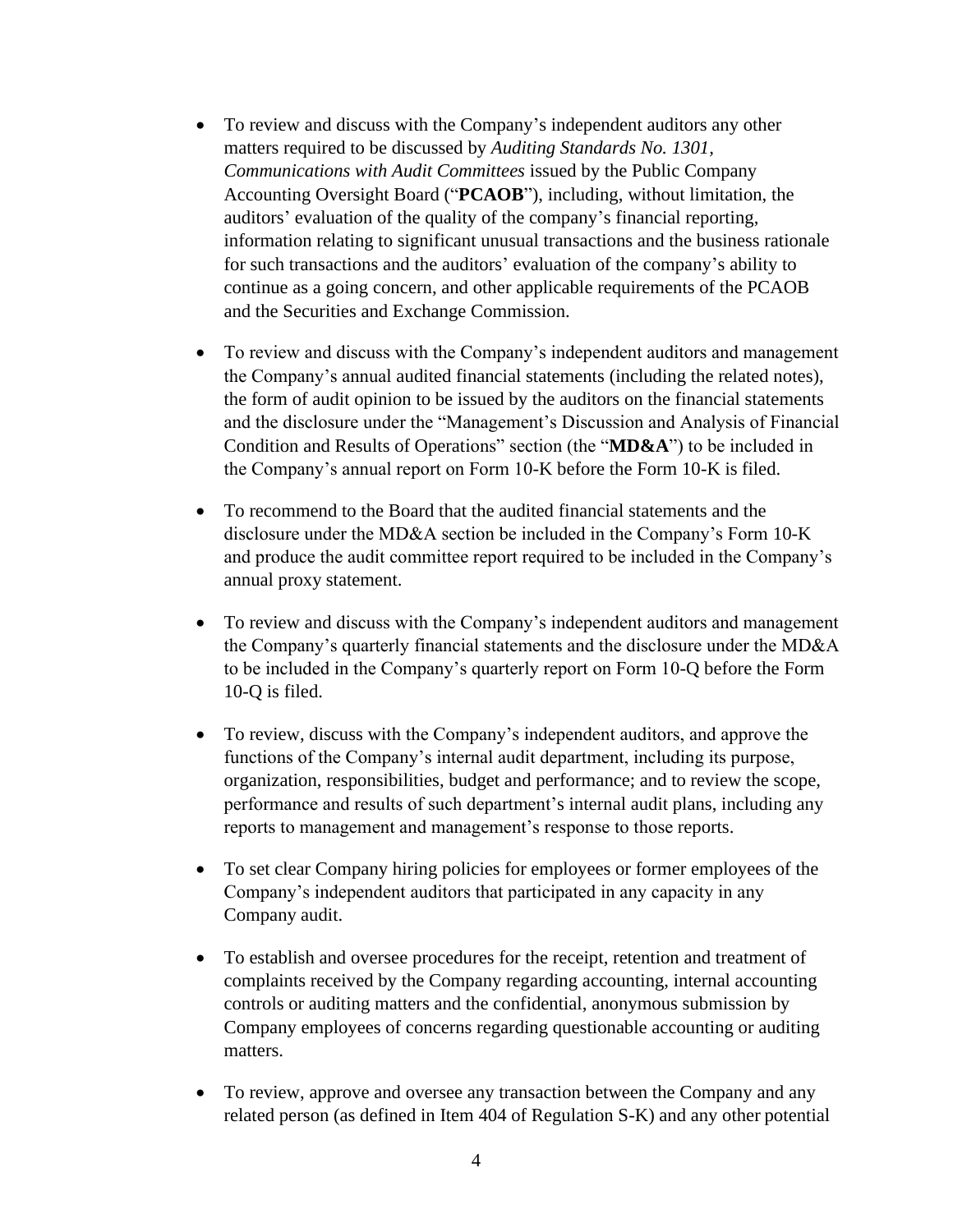- To review and discuss with the Company's independent auditors any other matters required to be discussed by *Auditing Standards No. 1301, Communications with Audit Committees* issued by the Public Company Accounting Oversight Board ("**PCAOB**"), including, without limitation, the auditors' evaluation of the quality of the company's financial reporting, information relating to significant unusual transactions and the business rationale for such transactions and the auditors' evaluation of the company's ability to continue as a going concern, and other applicable requirements of the PCAOB and the Securities and Exchange Commission.

- To review and discuss with the Company's independent auditors and management the Company's annual audited financial statements (including the related notes), the form of audit opinion to be issued by the auditors on the financial statements and the disclosure under the "Management's Discussion and Analysis of Financial Condition and Results of Operations" section (the "**MD&A**") to be included in the Company's annual report on Form 10-K before the Form 10-K is filed.

- To recommend to the Board that the audited financial statements and the disclosure under the MD&A section be included in the Company's Form 10-K and produce the audit committee report required to be included in the Company's annual proxy statement.

- To review and discuss with the Company's independent auditors and management the Company's quarterly financial statements and the disclosure under the MD&A to be included in the Company's quarterly report on Form 10-Q before the Form 10-Q is filed.

- To review, discuss with the Company's independent auditors, and approve the functions of the Company's internal audit department, including its purpose, organization, responsibilities, budget and performance; and to review the scope, performance and results of such department's internal audit plans, including any reports to management and management's response to those reports.

- To set clear Company hiring policies for employees or former employees of the Company's independent auditors that participated in any capacity in any Company audit.

- To establish and oversee procedures for the receipt, retention and treatment of complaints received by the Company regarding accounting, internal accounting controls or auditing matters and the confidential, anonymous submission by Company employees of concerns regarding questionable accounting or auditing matters.

- To review, approve and oversee any transaction between the Company and any related person (as defined in Item 404 of Regulation S-K) and any other potential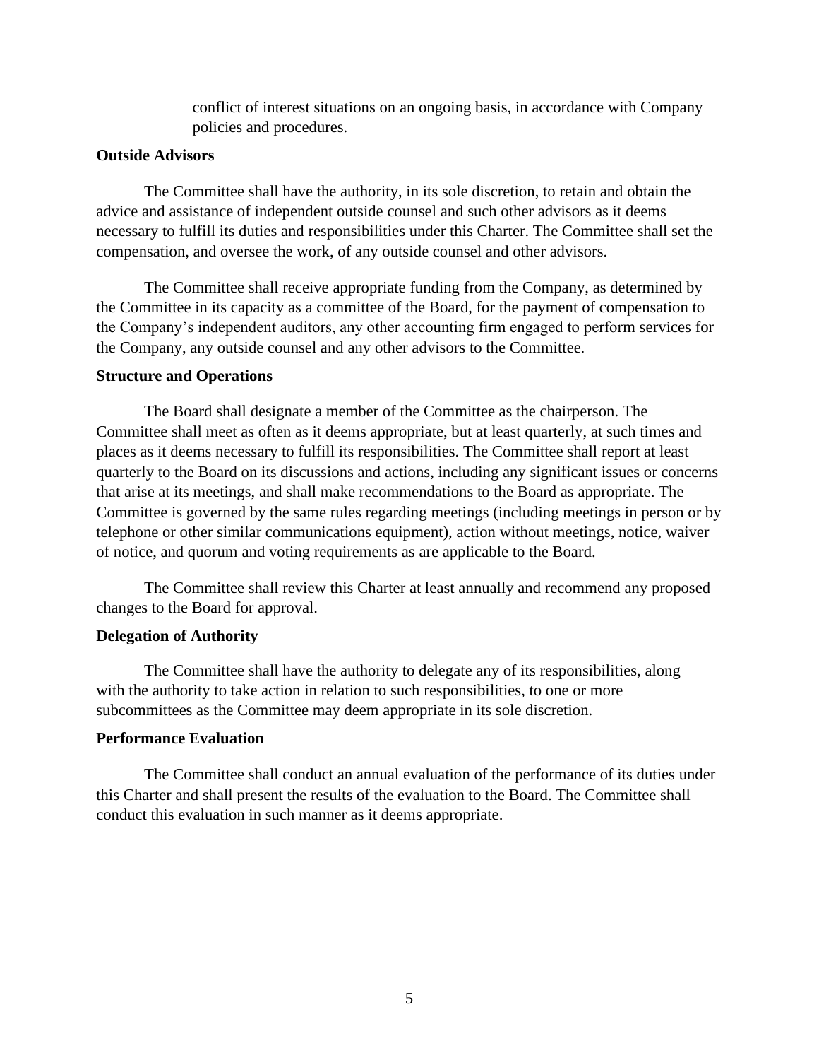conflict of interest situations on an ongoing basis, in accordance with Company policies and procedures.

**Outside Advisors**

The Committee shall have the authority, in its sole discretion, to retain and obtain the advice and assistance of independent outside counsel and such other advisors as it deems necessary to fulfill its duties and responsibilities under this Charter. The Committee shall set the compensation, and oversee the work, of any outside counsel and other advisors.

The Committee shall receive appropriate funding from the Company, as determined by the Committee in its capacity as a committee of the Board, for the payment of compensation to the Company's independent auditors, any other accounting firm engaged to perform services for the Company, any outside counsel and any other advisors to the Committee.

**Structure and Operations**

The Board shall designate a member of the Committee as the chairperson. The Committee shall meet as often as it deems appropriate, but at least quarterly, at such times and places as it deems necessary to fulfill its responsibilities. The Committee shall report at least quarterly to the Board on its discussions and actions, including any significant issues or concerns that arise at its meetings, and shall make recommendations to the Board as appropriate. The Committee is governed by the same rules regarding meetings (including meetings in person or by telephone or other similar communications equipment), action without meetings, notice, waiver of notice, and quorum and voting requirements as are applicable to the Board.

The Committee shall review this Charter at least annually and recommend any proposed changes to the Board for approval.

**Delegation of Authority**

The Committee shall have the authority to delegate any of its responsibilities, along with the authority to take action in relation to such responsibilities, to one or more subcommittees as the Committee may deem appropriate in its sole discretion.

**Performance Evaluation**

The Committee shall conduct an annual evaluation of the performance of its duties under this Charter and shall present the results of the evaluation to the Board. The Committee shall conduct this evaluation in such manner as it deems appropriate.